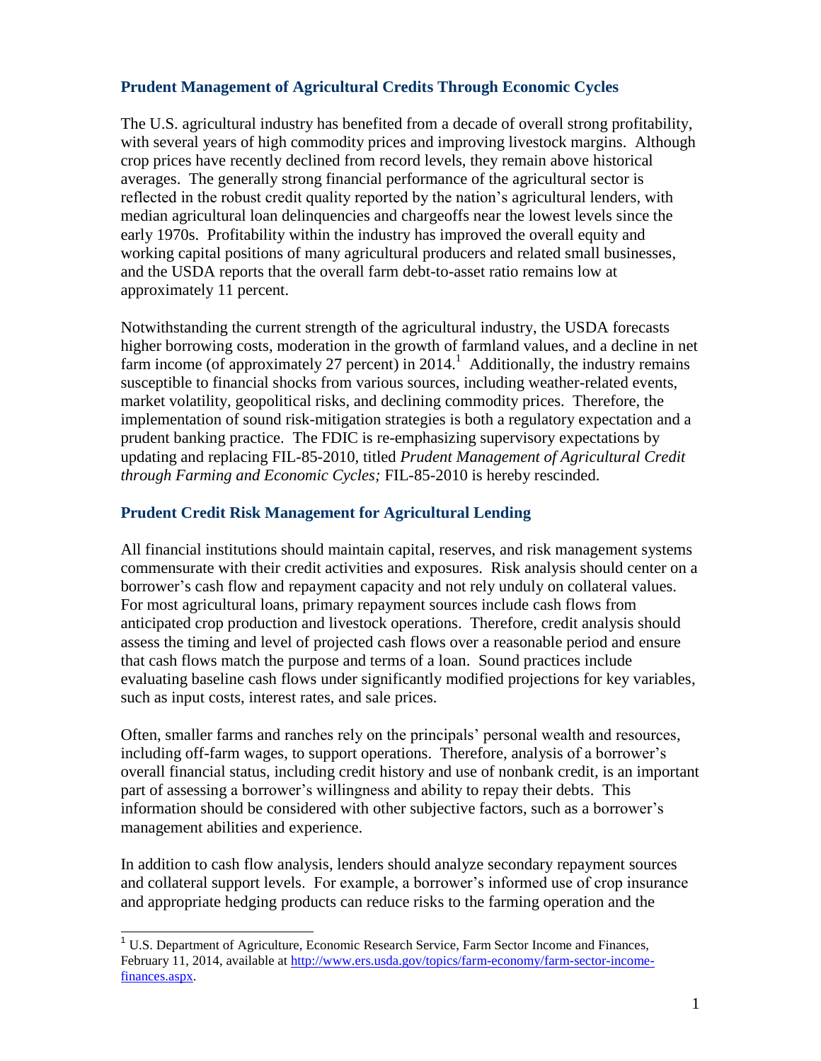## Prudent Management of Agricultural Credits Through Economic Cycles

The U.S. agricultural industry has benefited from a decade of overall strong profitability, with several years of high commodity prices and improving livestock margins. Although crop prices have recently declined from record levels, they remain above historical averages. The generally strong financial performance of the agricultural sector is reflected in the robust credit quality reported by the nation's agricultural lenders, with median agricultural loan delinquencies and chargeoffs near the lowest levels since the early 1970s. Profitability within the industry has improved the overall equity and working capital positions of many agricultural producers and related small businesses, and the USDA reports that the overall farm debt-to-asset ratio remains low at approximately 11 percent.

Notwithstanding the current strength of the agricultural industry, the USDA forecasts higher borrowing costs, moderation in the growth of farmland values, and a decline in net farm income (of approximately 27 percent) in 2014.[1] Additionally, the industry remains susceptible to financial shocks from various sources, including weather-related events, market volatility, geopolitical risks, and declining commodity prices. Therefore, the implementation of sound risk-mitigation strategies is both a regulatory expectation and a prudent banking practice. The FDIC is re-emphasizing supervisory expectations by updating and replacing FIL-85-2010, titled *Prudent Management of Agricultural Credit through Farming and Economic Cycles;* FIL-85-2010 is hereby rescinded.

## Prudent Credit Risk Management for Agricultural Lending

All financial institutions should maintain capital, reserves, and risk management systems commensurate with their credit activities and exposures. Risk analysis should center on a borrower's cash flow and repayment capacity and not rely unduly on collateral values. For most agricultural loans, primary repayment sources include cash flows from anticipated crop production and livestock operations. Therefore, credit analysis should assess the timing and level of projected cash flows over a reasonable period and ensure that cash flows match the purpose and terms of a loan. Sound practices include evaluating baseline cash flows under significantly modified projections for key variables, such as input costs, interest rates, and sale prices.

Often, smaller farms and ranches rely on the principals' personal wealth and resources, including off-farm wages, to support operations. Therefore, analysis of a borrower's overall financial status, including credit history and use of nonbank credit, is an important part of assessing a borrower's willingness and ability to repay their debts. This information should be considered with other subjective factors, such as a borrower's management abilities and experience.

In addition to cash flow analysis, lenders should analyze secondary repayment sources and collateral support levels. For example, a borrower's informed use of crop insurance and appropriate hedging products can reduce risks to the farming operation and the

---

[1] U.S. Department of Agriculture, Economic Research Service, Farm Sector Income and Finances, February 11, 2014, available at [http://www.ers.usda.gov/topics/farm-economy/farm-sector-income-finances.aspx](http://www.ers.usda.gov/topics/farm-economy/farm-sector-income-finances.aspx).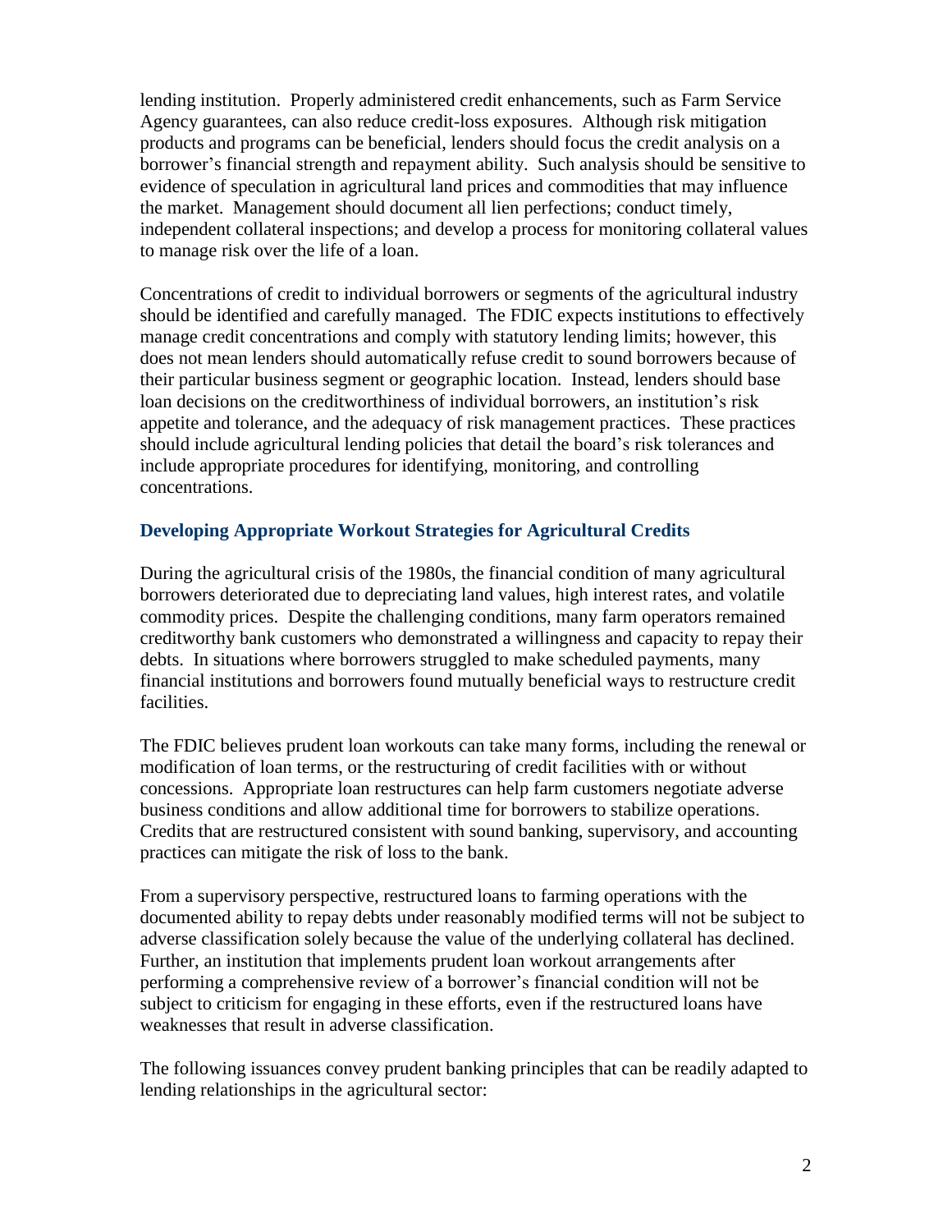lending institution. Properly administered credit enhancements, such as Farm Service Agency guarantees, can also reduce credit-loss exposures. Although risk mitigation products and programs can be beneficial, lenders should focus the credit analysis on a borrower's financial strength and repayment ability. Such analysis should be sensitive to evidence of speculation in agricultural land prices and commodities that may influence the market. Management should document all lien perfections; conduct timely, independent collateral inspections; and develop a process for monitoring collateral values to manage risk over the life of a loan.

Concentrations of credit to individual borrowers or segments of the agricultural industry should be identified and carefully managed. The FDIC expects institutions to effectively manage credit concentrations and comply with statutory lending limits; however, this does not mean lenders should automatically refuse credit to sound borrowers because of their particular business segment or geographic location. Instead, lenders should base loan decisions on the creditworthiness of individual borrowers, an institution's risk appetite and tolerance, and the adequacy of risk management practices. These practices should include agricultural lending policies that detail the board's risk tolerances and include appropriate procedures for identifying, monitoring, and controlling concentrations.

## Developing Appropriate Workout Strategies for Agricultural Credits

During the agricultural crisis of the 1980s, the financial condition of many agricultural borrowers deteriorated due to depreciating land values, high interest rates, and volatile commodity prices. Despite the challenging conditions, many farm operators remained creditworthy bank customers who demonstrated a willingness and capacity to repay their debts. In situations where borrowers struggled to make scheduled payments, many financial institutions and borrowers found mutually beneficial ways to restructure credit facilities.

The FDIC believes prudent loan workouts can take many forms, including the renewal or modification of loan terms, or the restructuring of credit facilities with or without concessions. Appropriate loan restructures can help farm customers negotiate adverse business conditions and allow additional time for borrowers to stabilize operations. Credits that are restructured consistent with sound banking, supervisory, and accounting practices can mitigate the risk of loss to the bank.

From a supervisory perspective, restructured loans to farming operations with the documented ability to repay debts under reasonably modified terms will not be subject to adverse classification solely because the value of the underlying collateral has declined. Further, an institution that implements prudent loan workout arrangements after performing a comprehensive review of a borrower's financial condition will not be subject to criticism for engaging in these efforts, even if the restructured loans have weaknesses that result in adverse classification.

The following issuances convey prudent banking principles that can be readily adapted to lending relationships in the agricultural sector: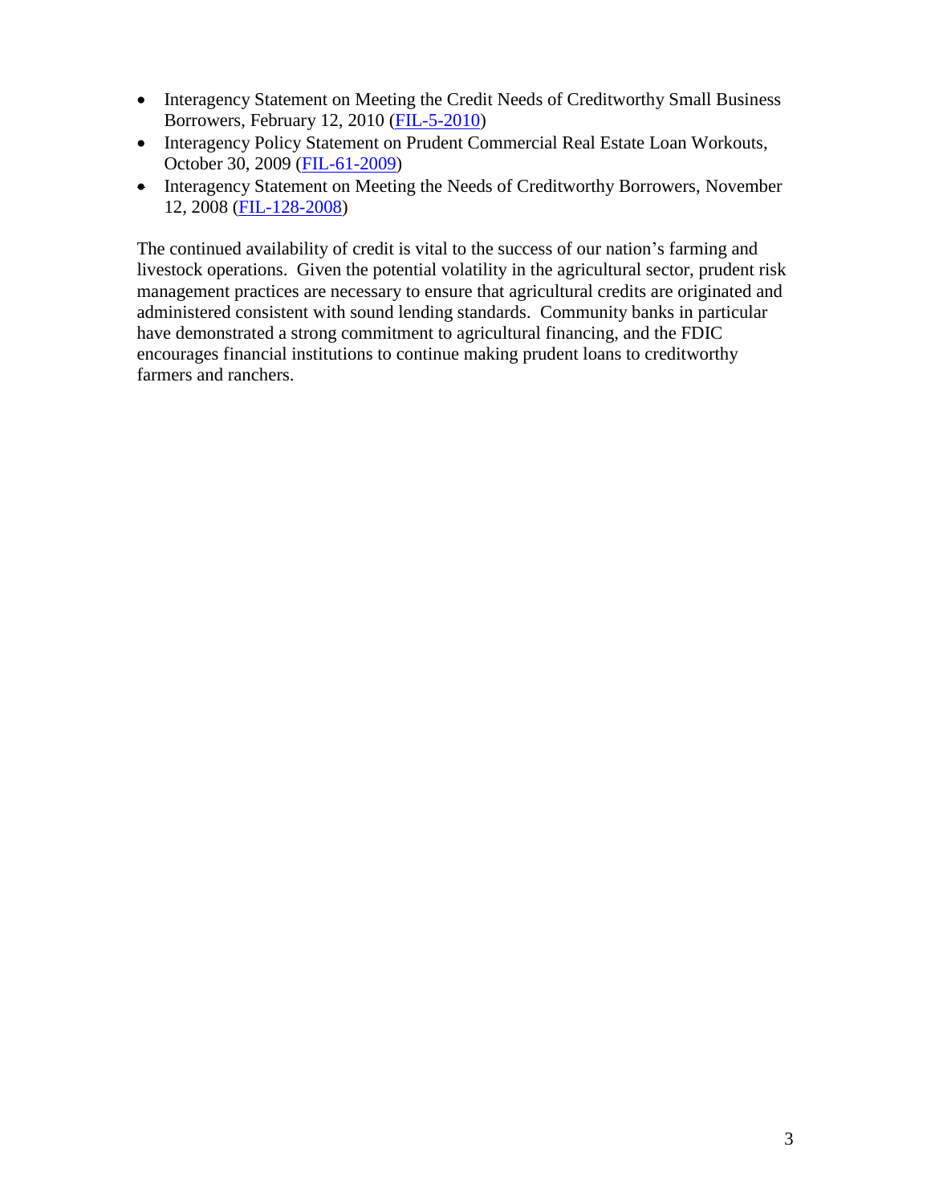- Interagency Statement on Meeting the Credit Needs of Creditworthy Small Business Borrowers, February 12, 2010 (FIL-5-2010)
- Interagency Policy Statement on Prudent Commercial Real Estate Loan Workouts, October 30, 2009 (FIL-61-2009)
- Interagency Statement on Meeting the Needs of Creditworthy Borrowers, November 12, 2008 (FIL-128-2008)

The continued availability of credit is vital to the success of our nation's farming and livestock operations. Given the potential volatility in the agricultural sector, prudent risk management practices are necessary to ensure that agricultural credits are originated and administered consistent with sound lending standards. Community banks in particular have demonstrated a strong commitment to agricultural financing, and the FDIC encourages financial institutions to continue making prudent loans to creditworthy farmers and ranchers.